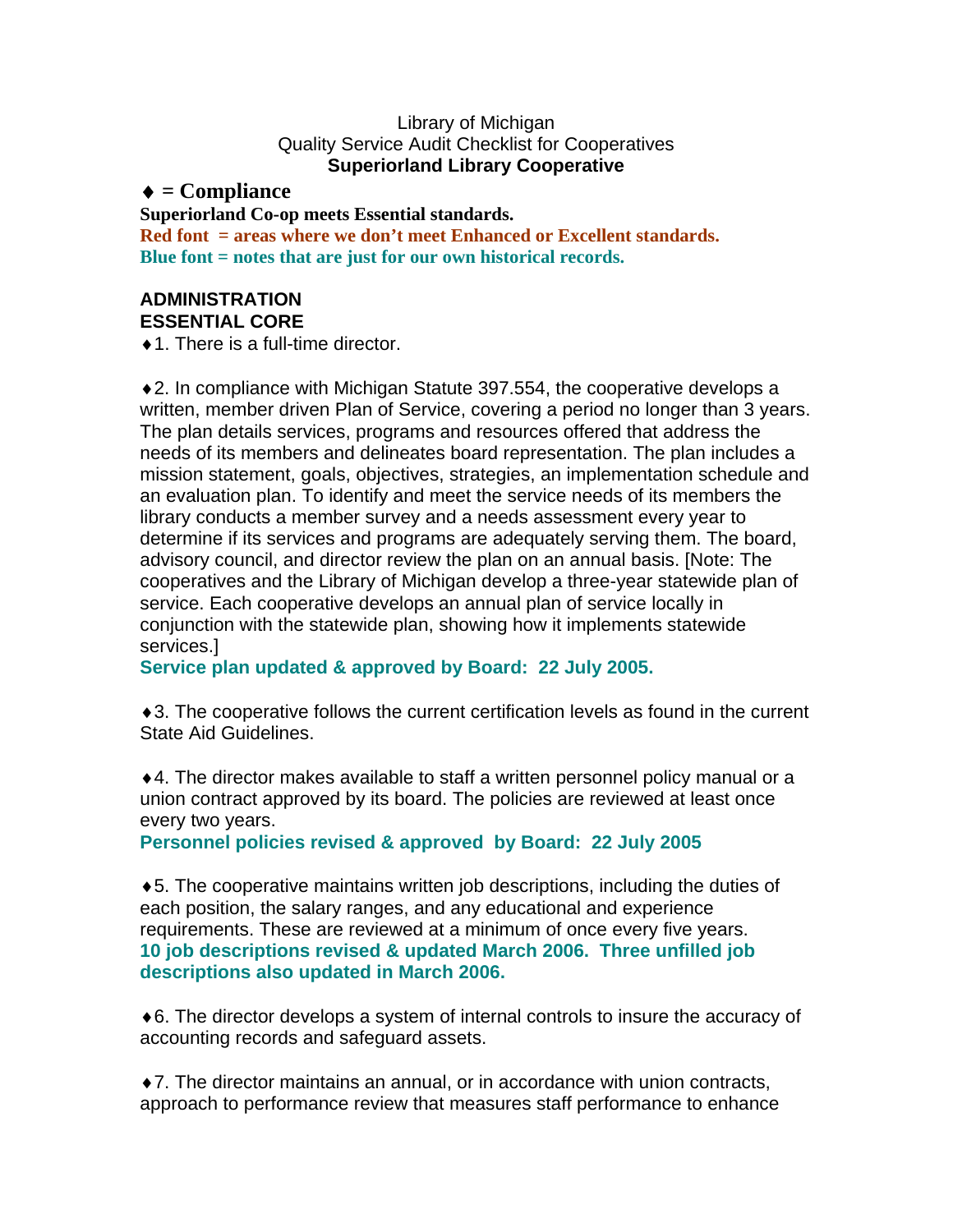Library of Michigan
Quality Service Audit Checklist for Cooperatives
**Superiorland Library Cooperative**

**♦ = Compliance**

**Superiorland Co-op meets Essential standards.**

**Red font = areas where we don't meet Enhanced or Excellent standards.**

**Blue font = notes that are just for our own historical records.**

## ADMINISTRATION

### ESSENTIAL CORE

♦1. There is a full-time director.

♦2. In compliance with Michigan Statute 397.554, the cooperative develops a written, member driven Plan of Service, covering a period no longer than 3 years. The plan details services, programs and resources offered that address the needs of its members and delineates board representation. The plan includes a mission statement, goals, objectives, strategies, an implementation schedule and an evaluation plan. To identify and meet the service needs of its members the library conducts a member survey and a needs assessment every year to determine if its services and programs are adequately serving them. The board, advisory council, and director review the plan on an annual basis. [Note: The cooperatives and the Library of Michigan develop a three-year statewide plan of service. Each cooperative develops an annual plan of service locally in conjunction with the statewide plan, showing how it implements statewide services.]

**Service plan updated & approved by Board: 22 July 2005.**

♦3. The cooperative follows the current certification levels as found in the current State Aid Guidelines.

♦4. The director makes available to staff a written personnel policy manual or a union contract approved by its board. The policies are reviewed at least once every two years.

**Personnel policies revised & approved by Board: 22 July 2005**

♦5. The cooperative maintains written job descriptions, including the duties of each position, the salary ranges, and any educational and experience requirements. These are reviewed at a minimum of once every five years.

**10 job descriptions revised & updated March 2006. Three unfilled job descriptions also updated in March 2006.**

♦6. The director develops a system of internal controls to insure the accuracy of accounting records and safeguard assets.

♦7. The director maintains an annual, or in accordance with union contracts, approach to performance review that measures staff performance to enhance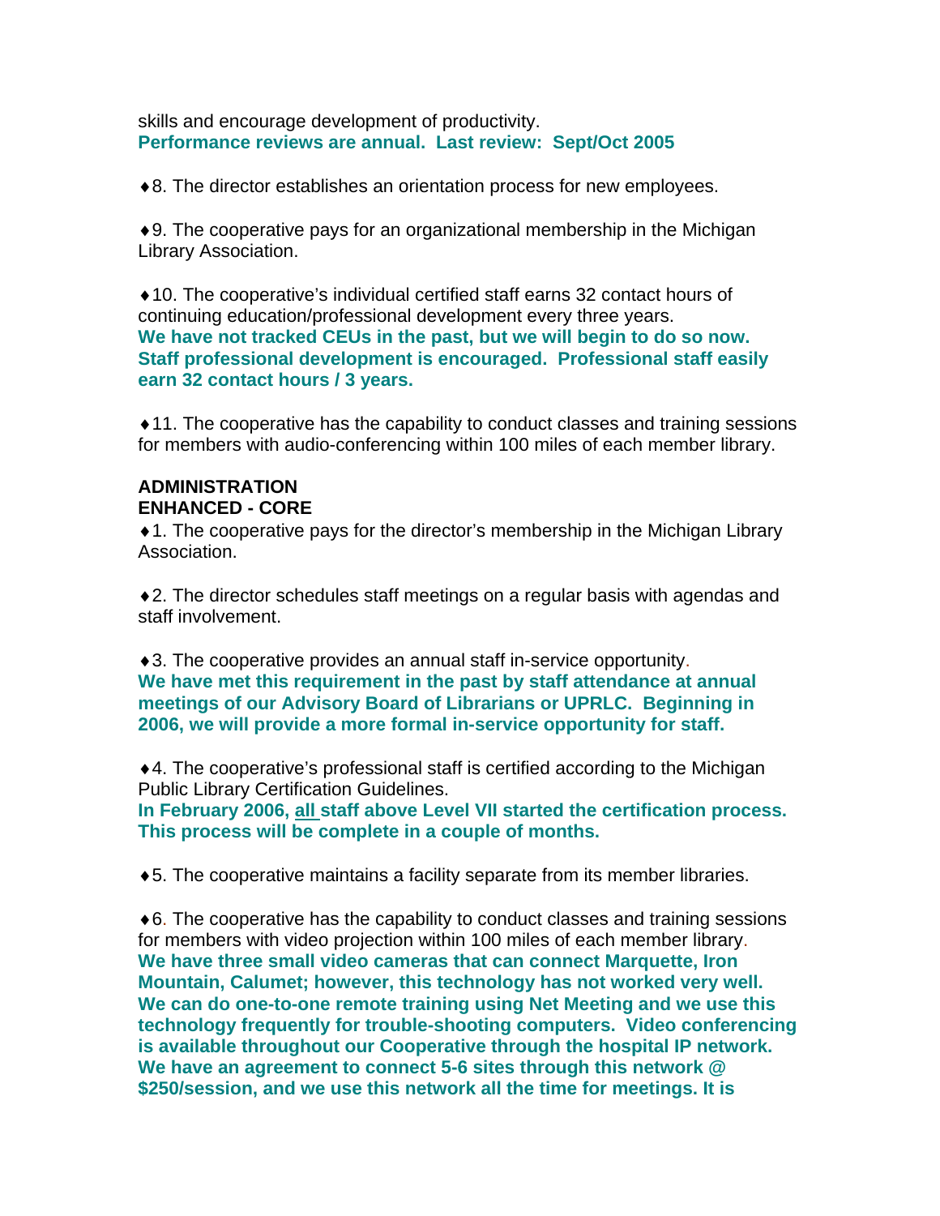skills and encourage development of productivity.
**Performance reviews are annual. Last review: Sept/Oct 2005**

♦8. The director establishes an orientation process for new employees.

♦9. The cooperative pays for an organizational membership in the Michigan Library Association.

♦10. The cooperative's individual certified staff earns 32 contact hours of continuing education/professional development every three years.
**We have not tracked CEUs in the past, but we will begin to do so now. Staff professional development is encouraged. Professional staff easily earn 32 contact hours / 3 years.**

♦11. The cooperative has the capability to conduct classes and training sessions for members with audio-conferencing within 100 miles of each member library.

**ADMINISTRATION**
**ENHANCED - CORE**

♦1. The cooperative pays for the director's membership in the Michigan Library Association.

♦2. The director schedules staff meetings on a regular basis with agendas and staff involvement.

♦3. The cooperative provides an annual staff in-service opportunity.
**We have met this requirement in the past by staff attendance at annual meetings of our Advisory Board of Librarians or UPRLC. Beginning in 2006, we will provide a more formal in-service opportunity for staff.**

♦4. The cooperative's professional staff is certified according to the Michigan Public Library Certification Guidelines.
**In February 2006, all staff above Level VII started the certification process. This process will be complete in a couple of months.**

♦5. The cooperative maintains a facility separate from its member libraries.

♦6. The cooperative has the capability to conduct classes and training sessions for members with video projection within 100 miles of each member library.
**We have three small video cameras that can connect Marquette, Iron Mountain, Calumet; however, this technology has not worked very well. We can do one-to-one remote training using Net Meeting and we use this technology frequently for trouble-shooting computers. Video conferencing is available throughout our Cooperative through the hospital IP network. We have an agreement to connect 5-6 sites through this network @ $250/session, and we use this network all the time for meetings. It is**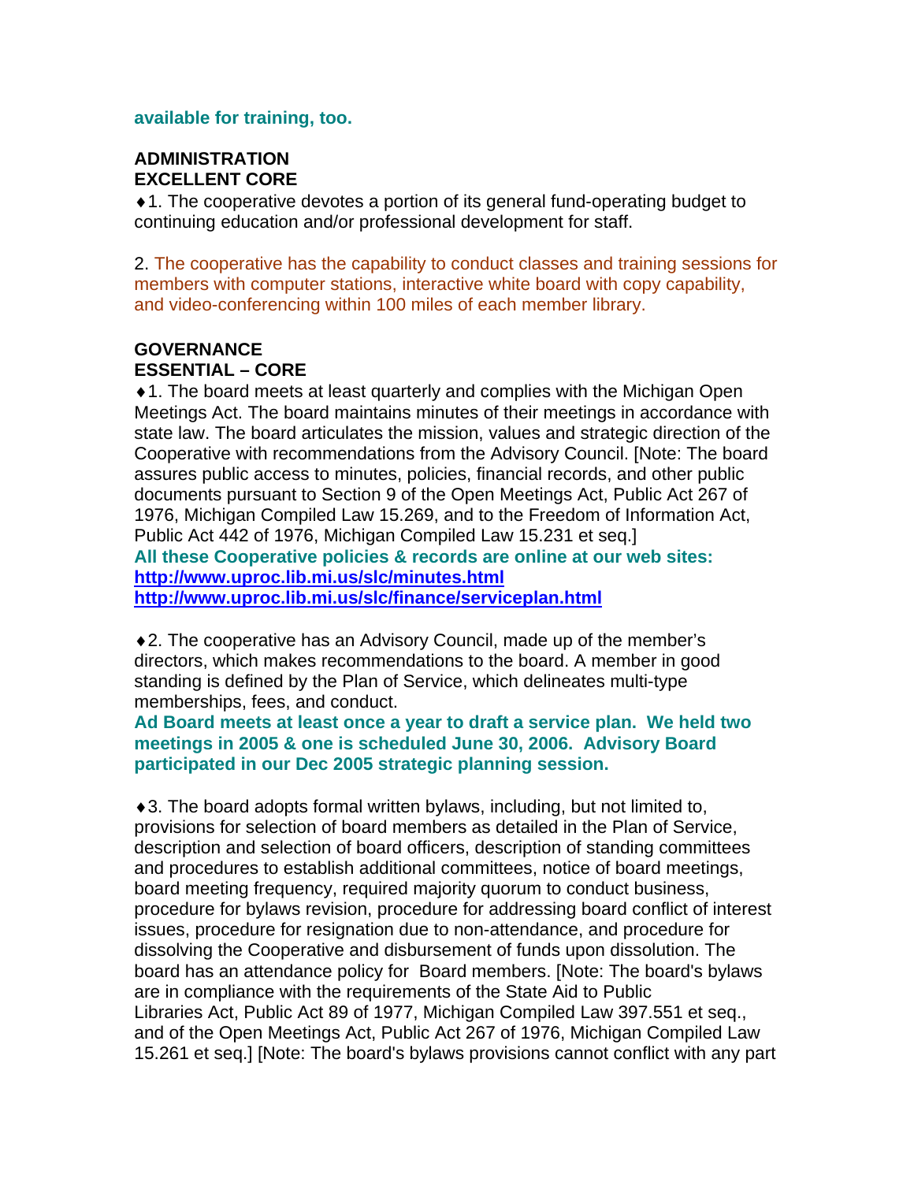**available for training, too.**

**ADMINISTRATION**
**EXCELLENT CORE**

♦1. The cooperative devotes a portion of its general fund-operating budget to continuing education and/or professional development for staff.

2. The cooperative has the capability to conduct classes and training sessions for members with computer stations, interactive white board with copy capability, and video-conferencing within 100 miles of each member library.

**GOVERNANCE**
**ESSENTIAL – CORE**

♦1. The board meets at least quarterly and complies with the Michigan Open Meetings Act. The board maintains minutes of their meetings in accordance with state law. The board articulates the mission, values and strategic direction of the Cooperative with recommendations from the Advisory Council. [Note: The board assures public access to minutes, policies, financial records, and other public documents pursuant to Section 9 of the Open Meetings Act, Public Act 267 of 1976, Michigan Compiled Law 15.269, and to the Freedom of Information Act, Public Act 442 of 1976, Michigan Compiled Law 15.231 et seq.]
**All these Cooperative policies & records are online at our web sites:**
**http://www.uproc.lib.mi.us/slc/minutes.html**
**http://www.uproc.lib.mi.us/slc/finance/serviceplan.html**

♦2. The cooperative has an Advisory Council, made up of the member's directors, which makes recommendations to the board. A member in good standing is defined by the Plan of Service, which delineates multi-type memberships, fees, and conduct.
**Ad Board meets at least once a year to draft a service plan. We held two meetings in 2005 & one is scheduled June 30, 2006. Advisory Board participated in our Dec 2005 strategic planning session.**

♦3. The board adopts formal written bylaws, including, but not limited to, provisions for selection of board members as detailed in the Plan of Service, description and selection of board officers, description of standing committees and procedures to establish additional committees, notice of board meetings, board meeting frequency, required majority quorum to conduct business, procedure for bylaws revision, procedure for addressing board conflict of interest issues, procedure for resignation due to non-attendance, and procedure for dissolving the Cooperative and disbursement of funds upon dissolution. The board has an attendance policy for Board members. [Note: The board's bylaws are in compliance with the requirements of the State Aid to Public Libraries Act, Public Act 89 of 1977, Michigan Compiled Law 397.551 et seq., and of the Open Meetings Act, Public Act 267 of 1976, Michigan Compiled Law 15.261 et seq.] [Note: The board's bylaws provisions cannot conflict with any part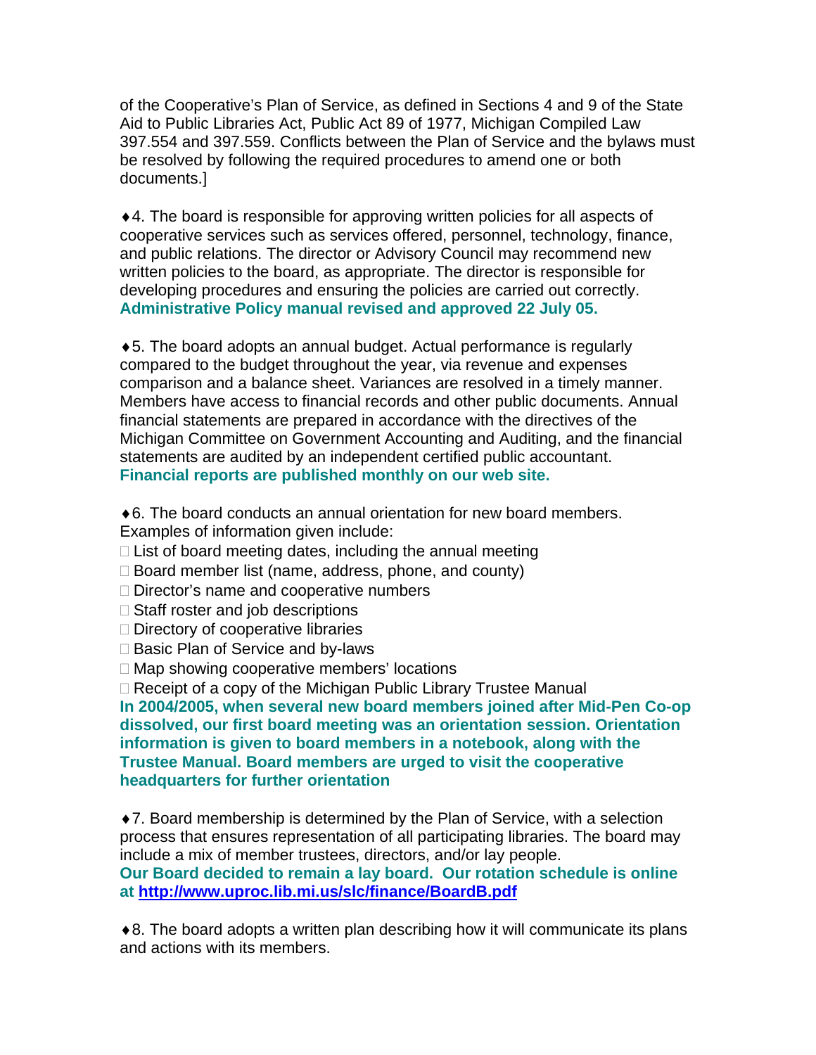of the Cooperative's Plan of Service, as defined in Sections 4 and 9 of the State Aid to Public Libraries Act, Public Act 89 of 1977, Michigan Compiled Law 397.554 and 397.559. Conflicts between the Plan of Service and the bylaws must be resolved by following the required procedures to amend one or both documents.]

♦4. The board is responsible for approving written policies for all aspects of cooperative services such as services offered, personnel, technology, finance, and public relations. The director or Advisory Council may recommend new written policies to the board, as appropriate. The director is responsible for developing procedures and ensuring the policies are carried out correctly.
**Administrative Policy manual revised and approved 22 July 05.**

♦5. The board adopts an annual budget. Actual performance is regularly compared to the budget throughout the year, via revenue and expenses comparison and a balance sheet. Variances are resolved in a timely manner. Members have access to financial records and other public documents. Annual financial statements are prepared in accordance with the directives of the Michigan Committee on Government Accounting and Auditing, and the financial statements are audited by an independent certified public accountant.
**Financial reports are published monthly on our web site.**

♦6. The board conducts an annual orientation for new board members. Examples of information given include:

- List of board meeting dates, including the annual meeting
- Board member list (name, address, phone, and county)
- Director's name and cooperative numbers
- Staff roster and job descriptions
- Directory of cooperative libraries
- Basic Plan of Service and by-laws
- Map showing cooperative members' locations
- Receipt of a copy of the Michigan Public Library Trustee Manual

**In 2004/2005, when several new board members joined after Mid-Pen Co-op dissolved, our first board meeting was an orientation session. Orientation information is given to board members in a notebook, along with the Trustee Manual. Board members are urged to visit the cooperative headquarters for further orientation**

♦7. Board membership is determined by the Plan of Service, with a selection process that ensures representation of all participating libraries. The board may include a mix of member trustees, directors, and/or lay people.
**Our Board decided to remain a lay board. Our rotation schedule is online at http://www.uproc.lib.mi.us/slc/finance/BoardB.pdf**

♦8. The board adopts a written plan describing how it will communicate its plans and actions with its members.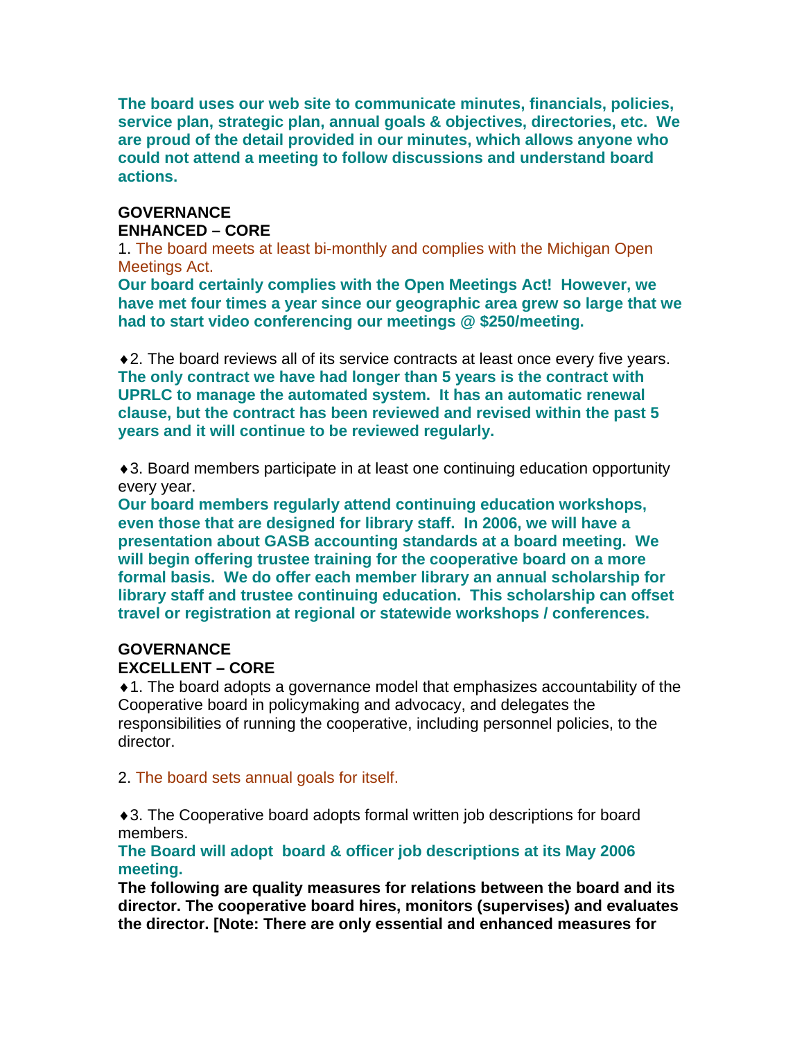**The board uses our web site to communicate minutes, financials, policies, service plan, strategic plan, annual goals & objectives, directories, etc. We are proud of the detail provided in our minutes, which allows anyone who could not attend a meeting to follow discussions and understand board actions.**

**GOVERNANCE**
**ENHANCED – CORE**

1. The board meets at least bi-monthly and complies with the Michigan Open Meetings Act.

**Our board certainly complies with the Open Meetings Act! However, we have met four times a year since our geographic area grew so large that we had to start video conferencing our meetings @ $250/meeting.**

♦2. The board reviews all of its service contracts at least once every five years.

**The only contract we have had longer than 5 years is the contract with UPRLC to manage the automated system. It has an automatic renewal clause, but the contract has been reviewed and revised within the past 5 years and it will continue to be reviewed regularly.**

♦3. Board members participate in at least one continuing education opportunity every year.

**Our board members regularly attend continuing education workshops, even those that are designed for library staff. In 2006, we will have a presentation about GASB accounting standards at a board meeting. We will begin offering trustee training for the cooperative board on a more formal basis. We do offer each member library an annual scholarship for library staff and trustee continuing education. This scholarship can offset travel or registration at regional or statewide workshops / conferences.**

**GOVERNANCE**
**EXCELLENT – CORE**

♦1. The board adopts a governance model that emphasizes accountability of the Cooperative board in policymaking and advocacy, and delegates the responsibilities of running the cooperative, including personnel policies, to the director.

2. The board sets annual goals for itself.

♦3. The Cooperative board adopts formal written job descriptions for board members.

**The Board will adopt board & officer job descriptions at its May 2006 meeting.**

**The following are quality measures for relations between the board and its director. The cooperative board hires, monitors (supervises) and evaluates the director. [Note: There are only essential and enhanced measures for**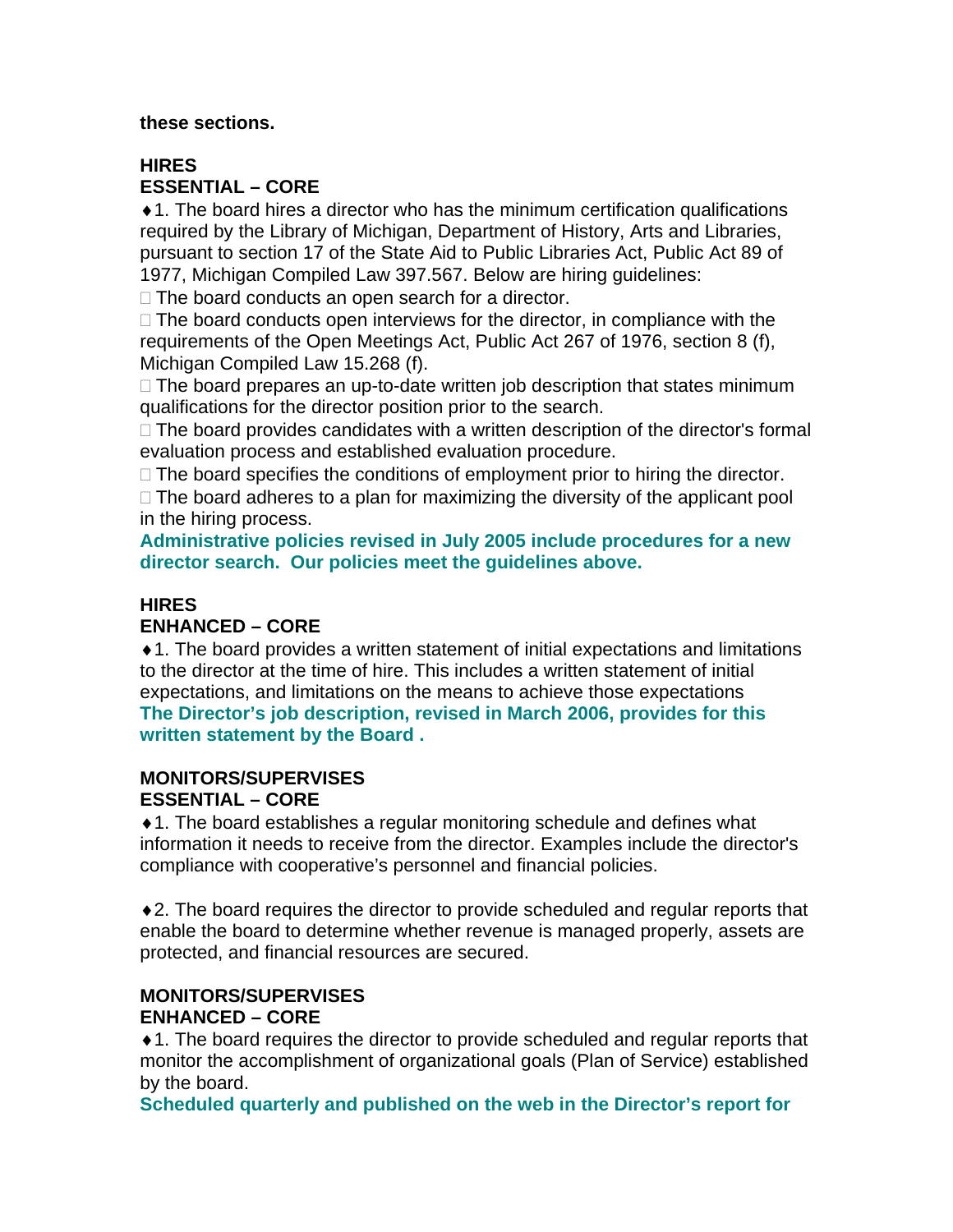**these sections.**

**HIRES**
**ESSENTIAL – CORE**

♦1. The board hires a director who has the minimum certification qualifications required by the Library of Michigan, Department of History, Arts and Libraries, pursuant to section 17 of the State Aid to Public Libraries Act, Public Act 89 of 1977, Michigan Compiled Law 397.567. Below are hiring guidelines:

- The board conducts an open search for a director.
- The board conducts open interviews for the director, in compliance with the requirements of the Open Meetings Act, Public Act 267 of 1976, section 8 (f), Michigan Compiled Law 15.268 (f).
- The board prepares an up-to-date written job description that states minimum qualifications for the director position prior to the search.
- The board provides candidates with a written description of the director's formal evaluation process and established evaluation procedure.
- The board specifies the conditions of employment prior to hiring the director.
- The board adheres to a plan for maximizing the diversity of the applicant pool in the hiring process.

**Administrative policies revised in July 2005 include procedures for a new director search. Our policies meet the guidelines above.**

**HIRES**
**ENHANCED – CORE**

♦1. The board provides a written statement of initial expectations and limitations to the director at the time of hire. This includes a written statement of initial expectations, and limitations on the means to achieve those expectations

**The Director's job description, revised in March 2006, provides for this written statement by the Board .**

**MONITORS/SUPERVISES**
**ESSENTIAL – CORE**

♦1. The board establishes a regular monitoring schedule and defines what information it needs to receive from the director. Examples include the director's compliance with cooperative's personnel and financial policies.

♦2. The board requires the director to provide scheduled and regular reports that enable the board to determine whether revenue is managed properly, assets are protected, and financial resources are secured.

**MONITORS/SUPERVISES**
**ENHANCED – CORE**

♦1. The board requires the director to provide scheduled and regular reports that monitor the accomplishment of organizational goals (Plan of Service) established by the board.

**Scheduled quarterly and published on the web in the Director's report for**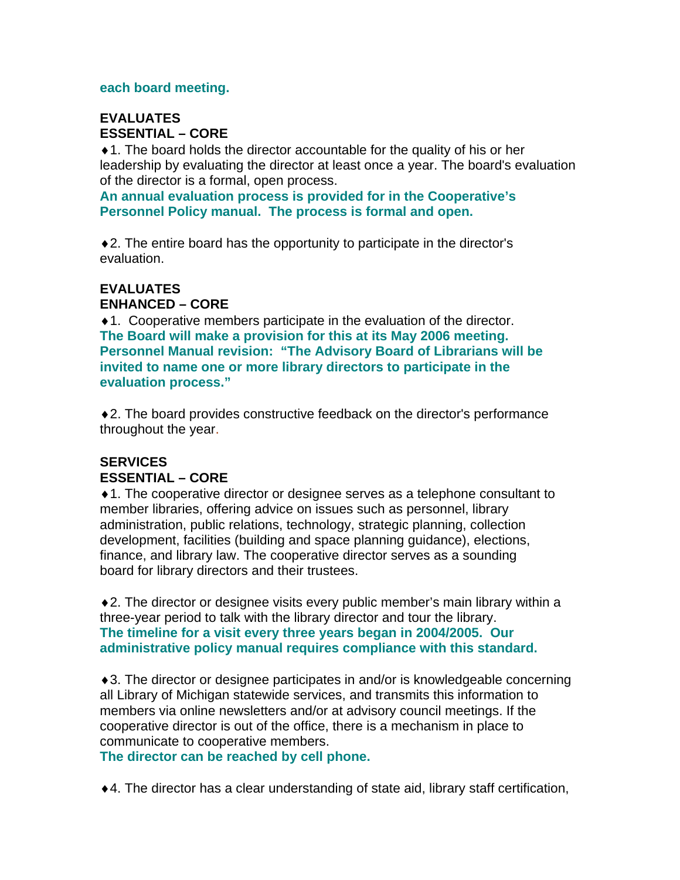**each board meeting.**

**EVALUATES**
**ESSENTIAL – CORE**

♦1. The board holds the director accountable for the quality of his or her leadership by evaluating the director at least once a year. The board's evaluation of the director is a formal, open process.
**An annual evaluation process is provided for in the Cooperative's Personnel Policy manual. The process is formal and open.**

♦2. The entire board has the opportunity to participate in the director's evaluation.

**EVALUATES**
**ENHANCED – CORE**

♦1. Cooperative members participate in the evaluation of the director.
**The Board will make a provision for this at its May 2006 meeting. Personnel Manual revision: "The Advisory Board of Librarians will be invited to name one or more library directors to participate in the evaluation process."**

♦2. The board provides constructive feedback on the director's performance throughout the year.

**SERVICES**
**ESSENTIAL – CORE**

♦1. The cooperative director or designee serves as a telephone consultant to member libraries, offering advice on issues such as personnel, library administration, public relations, technology, strategic planning, collection development, facilities (building and space planning guidance), elections, finance, and library law. The cooperative director serves as a sounding board for library directors and their trustees.

♦2. The director or designee visits every public member's main library within a three-year period to talk with the library director and tour the library.
**The timeline for a visit every three years began in 2004/2005. Our administrative policy manual requires compliance with this standard.**

♦3. The director or designee participates in and/or is knowledgeable concerning all Library of Michigan statewide services, and transmits this information to members via online newsletters and/or at advisory council meetings. If the cooperative director is out of the office, there is a mechanism in place to communicate to cooperative members.
**The director can be reached by cell phone.**

♦4. The director has a clear understanding of state aid, library staff certification,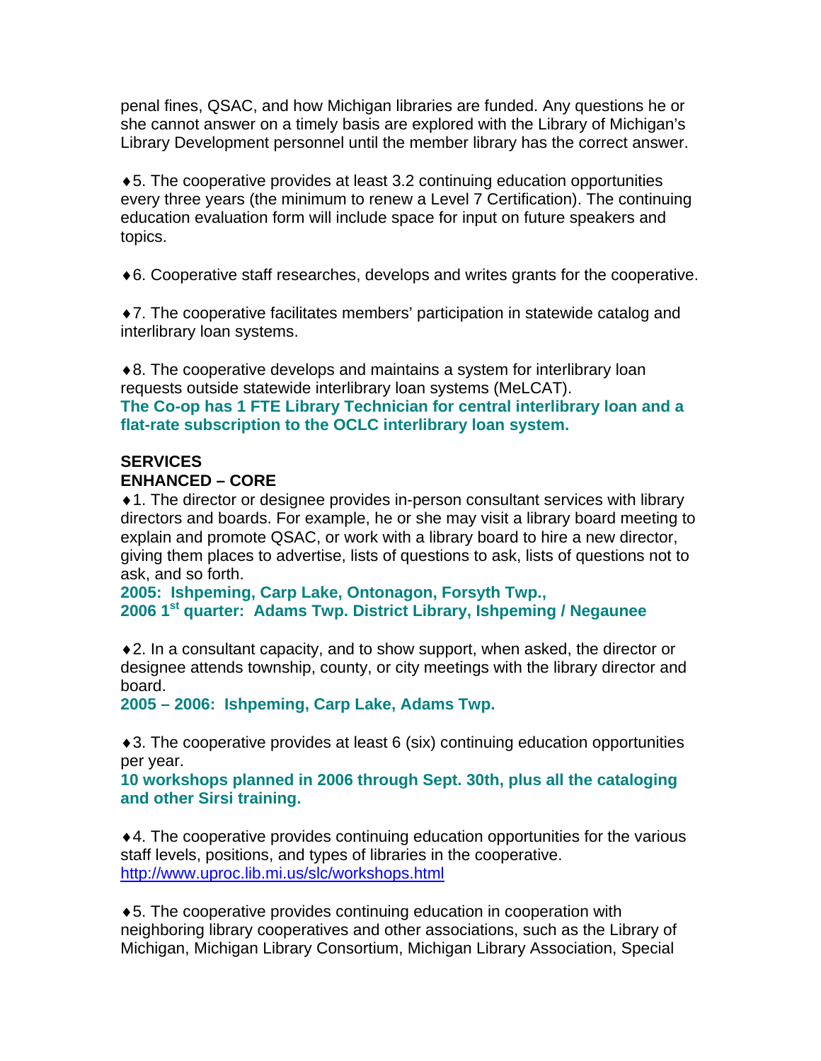penal fines, QSAC, and how Michigan libraries are funded. Any questions he or she cannot answer on a timely basis are explored with the Library of Michigan's Library Development personnel until the member library has the correct answer.

♦5. The cooperative provides at least 3.2 continuing education opportunities every three years (the minimum to renew a Level 7 Certification). The continuing education evaluation form will include space for input on future speakers and topics.

♦6. Cooperative staff researches, develops and writes grants for the cooperative.

♦7. The cooperative facilitates members' participation in statewide catalog and interlibrary loan systems.

♦8. The cooperative develops and maintains a system for interlibrary loan requests outside statewide interlibrary loan systems (MeLCAT).
**The Co-op has 1 FTE Library Technician for central interlibrary loan and a flat-rate subscription to the OCLC interlibrary loan system.**

**SERVICES**
**ENHANCED – CORE**

♦1. The director or designee provides in-person consultant services with library directors and boards. For example, he or she may visit a library board meeting to explain and promote QSAC, or work with a library board to hire a new director, giving them places to advertise, lists of questions to ask, lists of questions not to ask, and so forth.
**2005: Ishpeming, Carp Lake, Ontonagon, Forsyth Twp.,**
**2006 1st quarter: Adams Twp. District Library, Ishpeming / Negaunee**

♦2. In a consultant capacity, and to show support, when asked, the director or designee attends township, county, or city meetings with the library director and board.
**2005 – 2006: Ishpeming, Carp Lake, Adams Twp.**

♦3. The cooperative provides at least 6 (six) continuing education opportunities per year.
**10 workshops planned in 2006 through Sept. 30th, plus all the cataloging and other Sirsi training.**

♦4. The cooperative provides continuing education opportunities for the various staff levels, positions, and types of libraries in the cooperative.
http://www.uproc.lib.mi.us/slc/workshops.html

♦5. The cooperative provides continuing education in cooperation with neighboring library cooperatives and other associations, such as the Library of Michigan, Michigan Library Consortium, Michigan Library Association, Special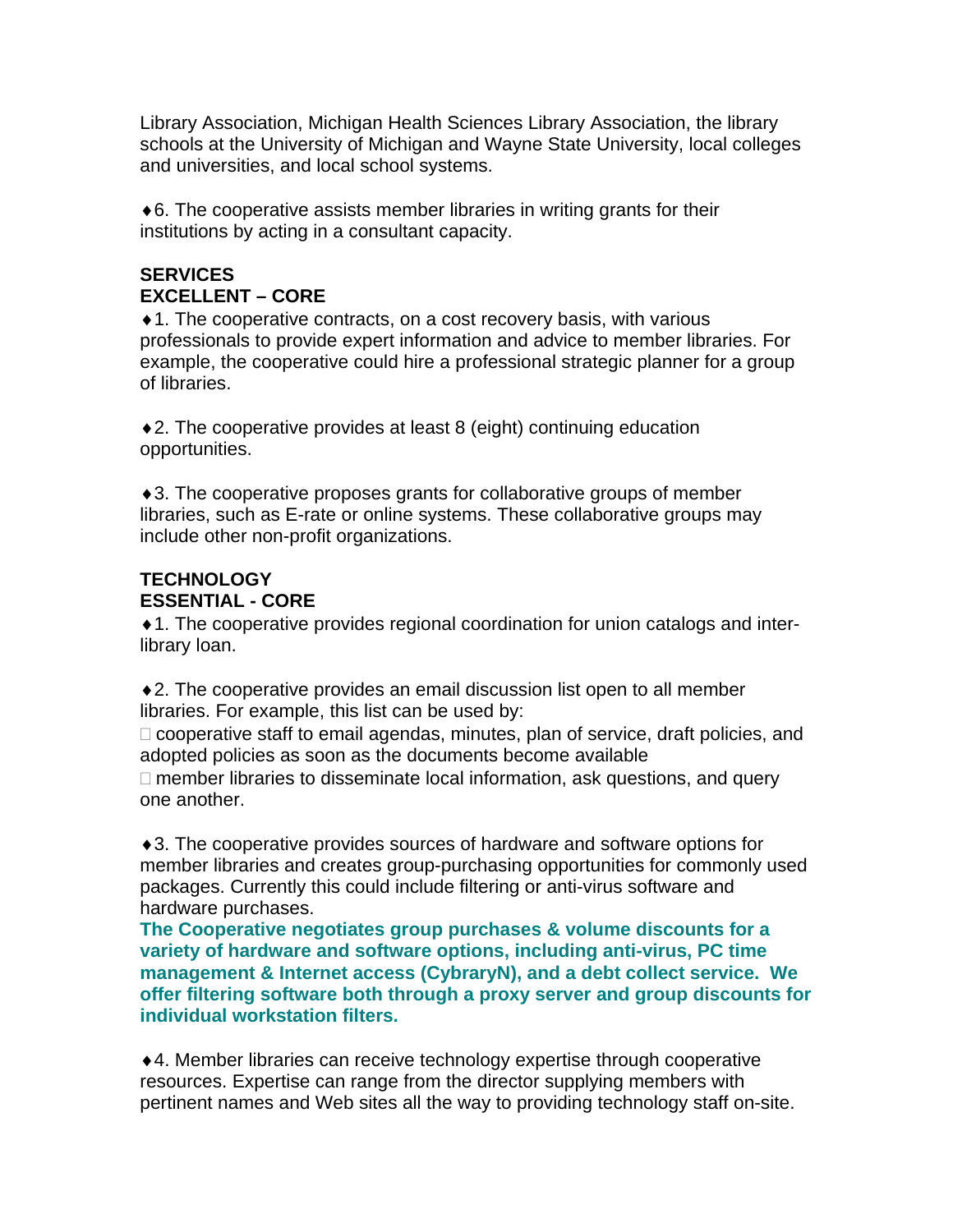Library Association, Michigan Health Sciences Library Association, the library schools at the University of Michigan and Wayne State University, local colleges and universities, and local school systems.

♦6. The cooperative assists member libraries in writing grants for their institutions by acting in a consultant capacity.

**SERVICES**
**EXCELLENT – CORE**

♦1. The cooperative contracts, on a cost recovery basis, with various professionals to provide expert information and advice to member libraries. For example, the cooperative could hire a professional strategic planner for a group of libraries.

♦2. The cooperative provides at least 8 (eight) continuing education opportunities.

♦3. The cooperative proposes grants for collaborative groups of member libraries, such as E-rate or online systems. These collaborative groups may include other non-profit organizations.

**TECHNOLOGY**
**ESSENTIAL - CORE**

♦1. The cooperative provides regional coordination for union catalogs and inter-library loan.

♦2. The cooperative provides an email discussion list open to all member libraries. For example, this list can be used by:

- cooperative staff to email agendas, minutes, plan of service, draft policies, and adopted policies as soon as the documents become available
- member libraries to disseminate local information, ask questions, and query one another.

♦3. The cooperative provides sources of hardware and software options for member libraries and creates group-purchasing opportunities for commonly used packages. Currently this could include filtering or anti-virus software and hardware purchases.
**The Cooperative negotiates group purchases & volume discounts for a variety of hardware and software options, including anti-virus, PC time management & Internet access (CybraryN), and a debt collect service. We offer filtering software both through a proxy server and group discounts for individual workstation filters.**

♦4. Member libraries can receive technology expertise through cooperative resources. Expertise can range from the director supplying members with pertinent names and Web sites all the way to providing technology staff on-site.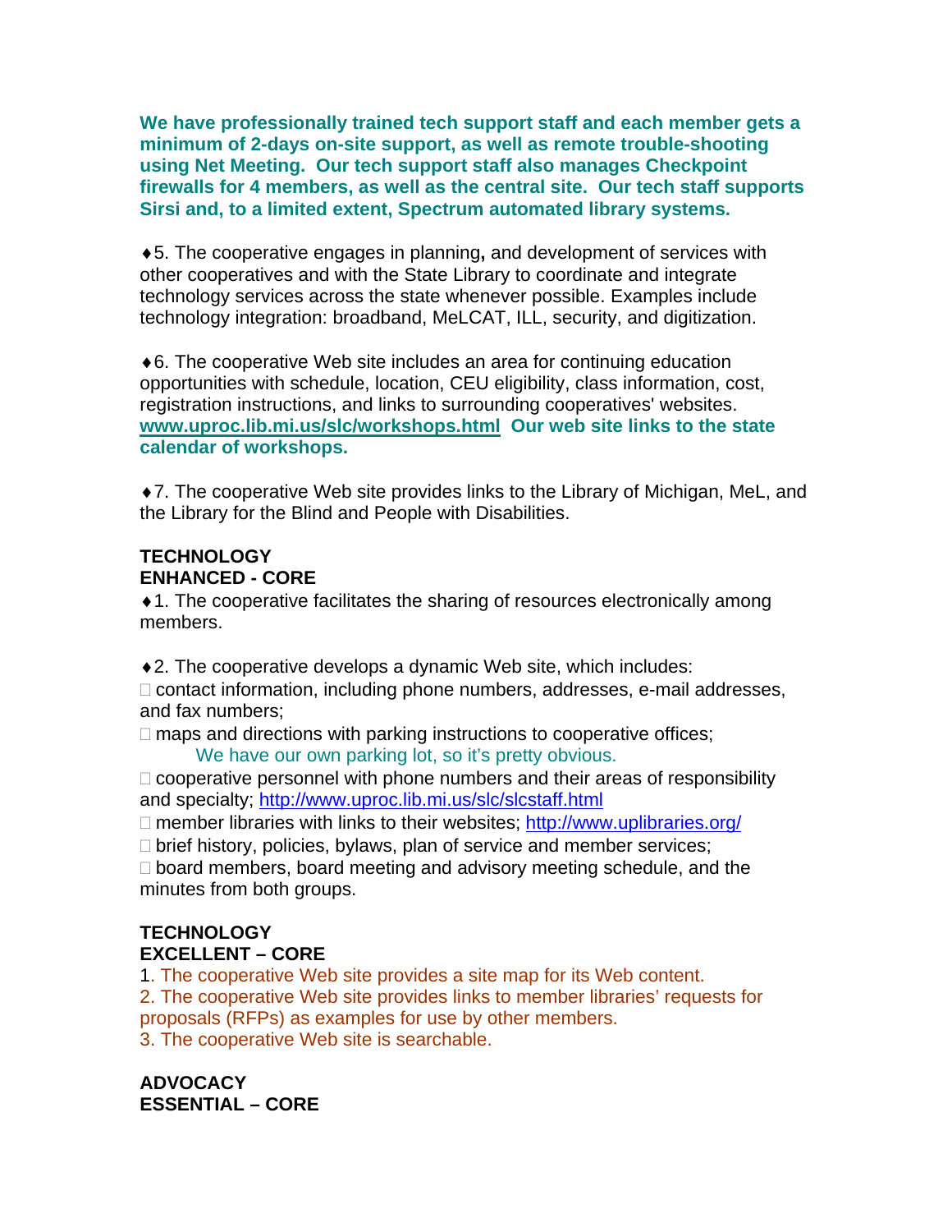**We have professionally trained tech support staff and each member gets a minimum of 2-days on-site support, as well as remote trouble-shooting using Net Meeting. Our tech support staff also manages Checkpoint firewalls for 4 members, as well as the central site. Our tech staff supports Sirsi and, to a limited extent, Spectrum automated library systems.**

♦5. The cooperative engages in planning**,** and development of services with other cooperatives and with the State Library to coordinate and integrate technology services across the state whenever possible. Examples include technology integration: broadband, MeLCAT, ILL, security, and digitization.

♦6. The cooperative Web site includes an area for continuing education opportunities with schedule, location, CEU eligibility, class information, cost, registration instructions, and links to surrounding cooperatives' websites. **www.uproc.lib.mi.us/slc/workshops.html Our web site links to the state calendar of workshops.**

♦7. The cooperative Web site provides links to the Library of Michigan, MeL, and the Library for the Blind and People with Disabilities.

**TECHNOLOGY**
**ENHANCED - CORE**

♦1. The cooperative facilitates the sharing of resources electronically among members.

♦2. The cooperative develops a dynamic Web site, which includes:

- contact information, including phone numbers, addresses, e-mail addresses, and fax numbers;
- maps and directions with parking instructions to cooperative offices;
  We have our own parking lot, so it's pretty obvious.
- cooperative personnel with phone numbers and their areas of responsibility and specialty; http://www.uproc.lib.mi.us/slc/slcstaff.html
- member libraries with links to their websites; http://www.uplibraries.org/
- brief history, policies, bylaws, plan of service and member services;
- board members, board meeting and advisory meeting schedule, and the minutes from both groups.

**TECHNOLOGY**
**EXCELLENT – CORE**

1. The cooperative Web site provides a site map for its Web content.
2. The cooperative Web site provides links to member libraries' requests for proposals (RFPs) as examples for use by other members.
3. The cooperative Web site is searchable.

**ADVOCACY**
**ESSENTIAL – CORE**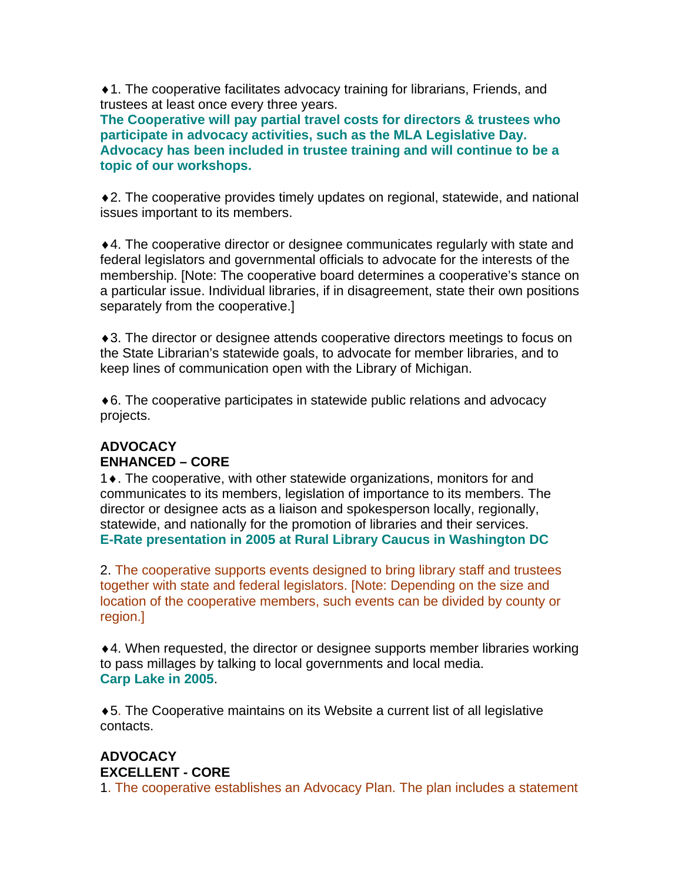♦1. The cooperative facilitates advocacy training for librarians, Friends, and trustees at least once every three years.
**The Cooperative will pay partial travel costs for directors & trustees who participate in advocacy activities, such as the MLA Legislative Day. Advocacy has been included in trustee training and will continue to be a topic of our workshops.**

♦2. The cooperative provides timely updates on regional, statewide, and national issues important to its members.

♦4. The cooperative director or designee communicates regularly with state and federal legislators and governmental officials to advocate for the interests of the membership. [Note: The cooperative board determines a cooperative's stance on a particular issue. Individual libraries, if in disagreement, state their own positions separately from the cooperative.]

♦3. The director or designee attends cooperative directors meetings to focus on the State Librarian's statewide goals, to advocate for member libraries, and to keep lines of communication open with the Library of Michigan.

♦6. The cooperative participates in statewide public relations and advocacy projects.

**ADVOCACY**
**ENHANCED – CORE**

1♦. The cooperative, with other statewide organizations, monitors for and communicates to its members, legislation of importance to its members. The director or designee acts as a liaison and spokesperson locally, regionally, statewide, and nationally for the promotion of libraries and their services.
**E-Rate presentation in 2005 at Rural Library Caucus in Washington DC**

2. The cooperative supports events designed to bring library staff and trustees together with state and federal legislators. [Note: Depending on the size and location of the cooperative members, such events can be divided by county or region.]

♦4. When requested, the director or designee supports member libraries working to pass millages by talking to local governments and local media.
**Carp Lake in 2005**.

♦5. The Cooperative maintains on its Website a current list of all legislative contacts.

**ADVOCACY**
**EXCELLENT - CORE**

1. The cooperative establishes an Advocacy Plan. The plan includes a statement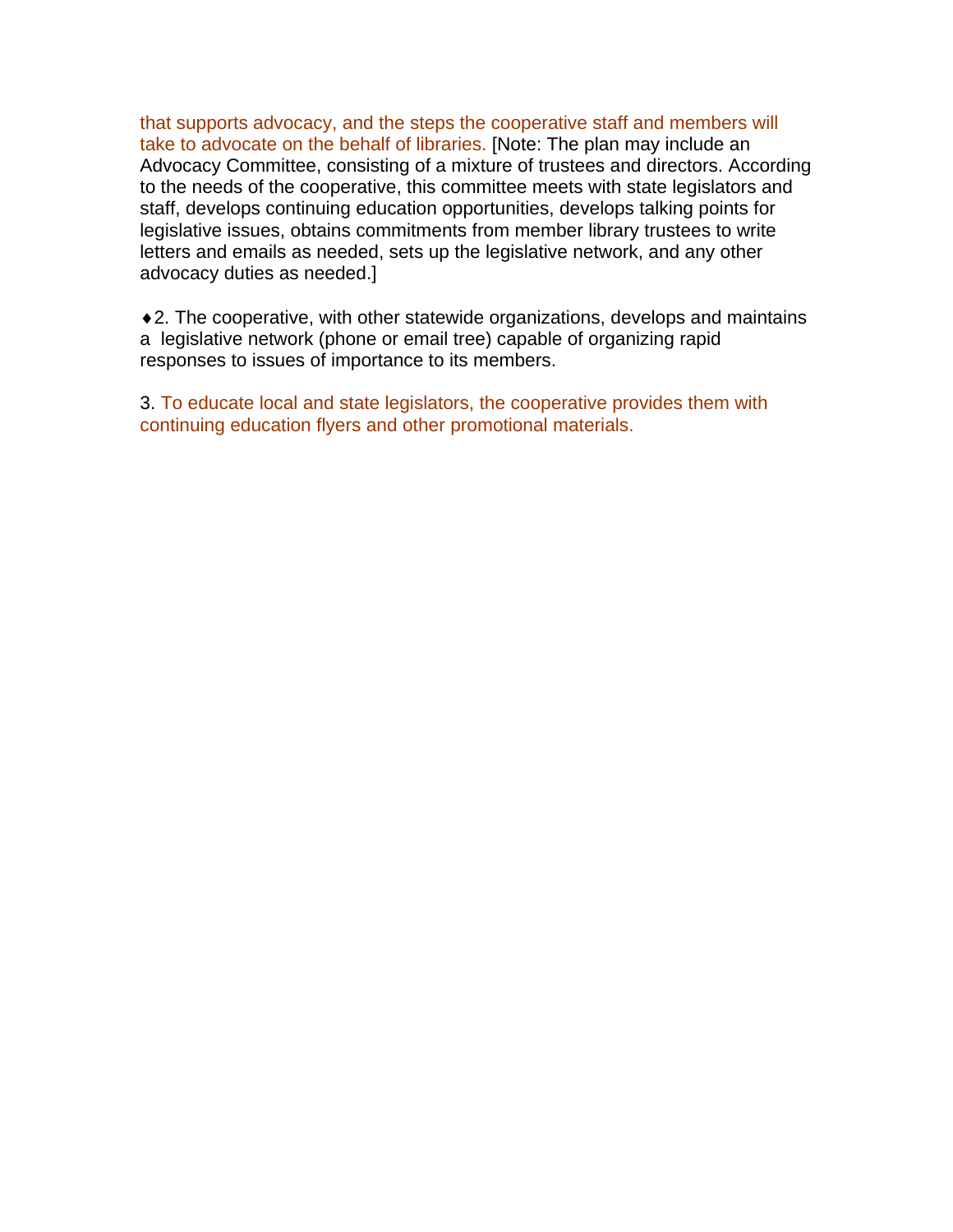that supports advocacy, and the steps the cooperative staff and members will take to advocate on the behalf of libraries. [Note: The plan may include an Advocacy Committee, consisting of a mixture of trustees and directors. According to the needs of the cooperative, this committee meets with state legislators and staff, develops continuing education opportunities, develops talking points for legislative issues, obtains commitments from member library trustees to write letters and emails as needed, sets up the legislative network, and any other advocacy duties as needed.]

♦2. The cooperative, with other statewide organizations, develops and maintains a legislative network (phone or email tree) capable of organizing rapid responses to issues of importance to its members.

3. To educate local and state legislators, the cooperative provides them with continuing education flyers and other promotional materials.